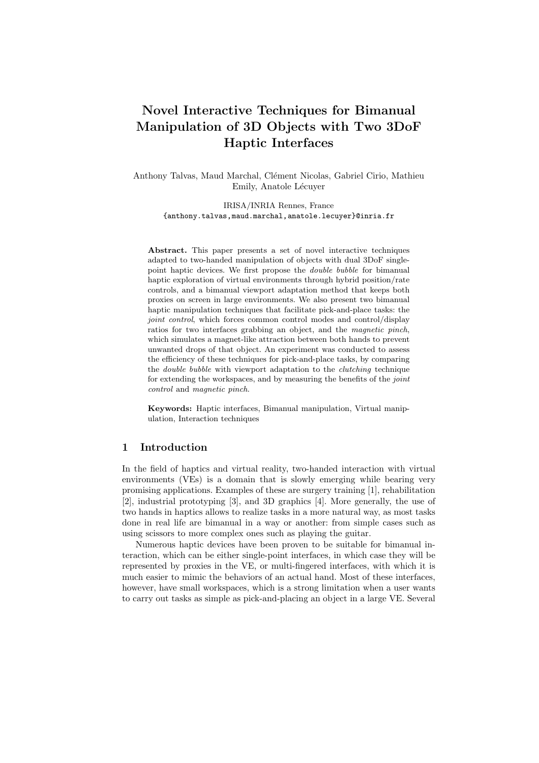# Novel Interactive Techniques for Bimanual Manipulation of 3D Objects with Two 3DoF Haptic Interfaces

Anthony Talvas, Maud Marchal, Clément Nicolas, Gabriel Cirio, Mathieu Emily, Anatole Lécuyer

IRISA/INRIA Rennes, France
{anthony.talvas,maud.marchal,anatole.lecuyer}@inria.fr

**Abstract.** This paper presents a set of novel interactive techniques adapted to two-handed manipulation of objects with dual 3DoF single-point haptic devices. We first propose the *double bubble* for bimanual haptic exploration of virtual environments through hybrid position/rate controls, and a bimanual viewport adaptation method that keeps both proxies on screen in large environments. We also present two bimanual haptic manipulation techniques that facilitate pick-and-place tasks: the *joint control*, which forces common control modes and control/display ratios for two interfaces grabbing an object, and the *magnetic pinch*, which simulates a magnet-like attraction between both hands to prevent unwanted drops of that object. An experiment was conducted to assess the efficiency of these techniques for pick-and-place tasks, by comparing the *double bubble* with viewport adaptation to the *clutching* technique for extending the workspaces, and by measuring the benefits of the *joint control* and *magnetic pinch*.

**Keywords:** Haptic interfaces, Bimanual manipulation, Virtual manipulation, Interaction techniques

## 1 Introduction

In the field of haptics and virtual reality, two-handed interaction with virtual environments (VEs) is a domain that is slowly emerging while bearing very promising applications. Examples of these are surgery training [1], rehabilitation [2], industrial prototyping [3], and 3D graphics [4]. More generally, the use of two hands in haptics allows to realize tasks in a more natural way, as most tasks done in real life are bimanual in a way or another: from simple cases such as using scissors to more complex ones such as playing the guitar.

Numerous haptic devices have been proven to be suitable for bimanual interaction, which can be either single-point interfaces, in which case they will be represented by proxies in the VE, or multi-fingered interfaces, with which it is much easier to mimic the behaviors of an actual hand. Most of these interfaces, however, have small workspaces, which is a strong limitation when a user wants to carry out tasks as simple as pick-and-placing an object in a large VE. Several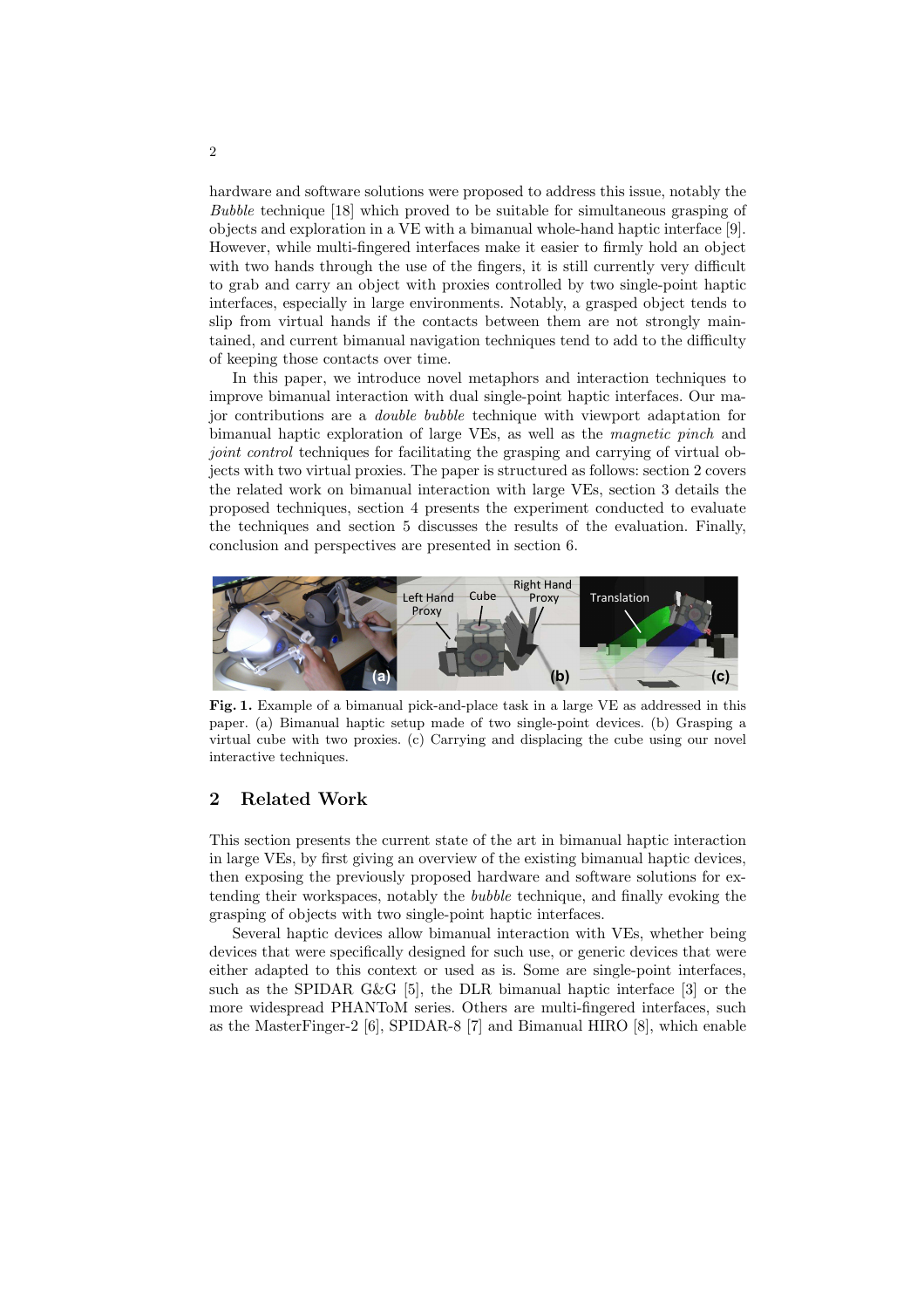hardware and software solutions were proposed to address this issue, notably the *Bubble* technique [18] which proved to be suitable for simultaneous grasping of objects and exploration in a VE with a bimanual whole-hand haptic interface [9]. However, while multi-fingered interfaces make it easier to firmly hold an object with two hands through the use of the fingers, it is still currently very difficult to grab and carry an object with proxies controlled by two single-point haptic interfaces, especially in large environments. Notably, a grasped object tends to slip from virtual hands if the contacts between them are not strongly maintained, and current bimanual navigation techniques tend to add to the difficulty of keeping those contacts over time.

In this paper, we introduce novel metaphors and interaction techniques to improve bimanual interaction with dual single-point haptic interfaces. Our major contributions are a *double bubble* technique with viewport adaptation for bimanual haptic exploration of large VEs, as well as the *magnetic pinch* and *joint control* techniques for facilitating the grasping and carrying of virtual objects with two virtual proxies. The paper is structured as follows: section 2 covers the related work on bimanual interaction with large VEs, section 3 details the proposed techniques, section 4 presents the experiment conducted to evaluate the techniques and section 5 discusses the results of the evaluation. Finally, conclusion and perspectives are presented in section 6.

Left Hand Proxy
Cube
Right Hand Proxy
Translation
(a)
(b)
(c)

**Fig. 1.** Example of a bimanual pick-and-place task in a large VE as addressed in this paper. (a) Bimanual haptic setup made of two single-point devices. (b) Grasping a virtual cube with two proxies. (c) Carrying and displacing the cube using our novel interactive techniques.

## 2 Related Work

This section presents the current state of the art in bimanual haptic interaction in large VEs, by first giving an overview of the existing bimanual haptic devices, then exposing the previously proposed hardware and software solutions for extending their workspaces, notably the *bubble* technique, and finally evoking the grasping of objects with two single-point haptic interfaces.

Several haptic devices allow bimanual interaction with VEs, whether being devices that were specifically designed for such use, or generic devices that were either adapted to this context or used as is. Some are single-point interfaces, such as the SPIDAR G&G [5], the DLR bimanual haptic interface [3] or the more widespread PHANToM series. Others are multi-fingered interfaces, such as the MasterFinger-2 [6], SPIDAR-8 [7] and Bimanual HIRO [8], which enable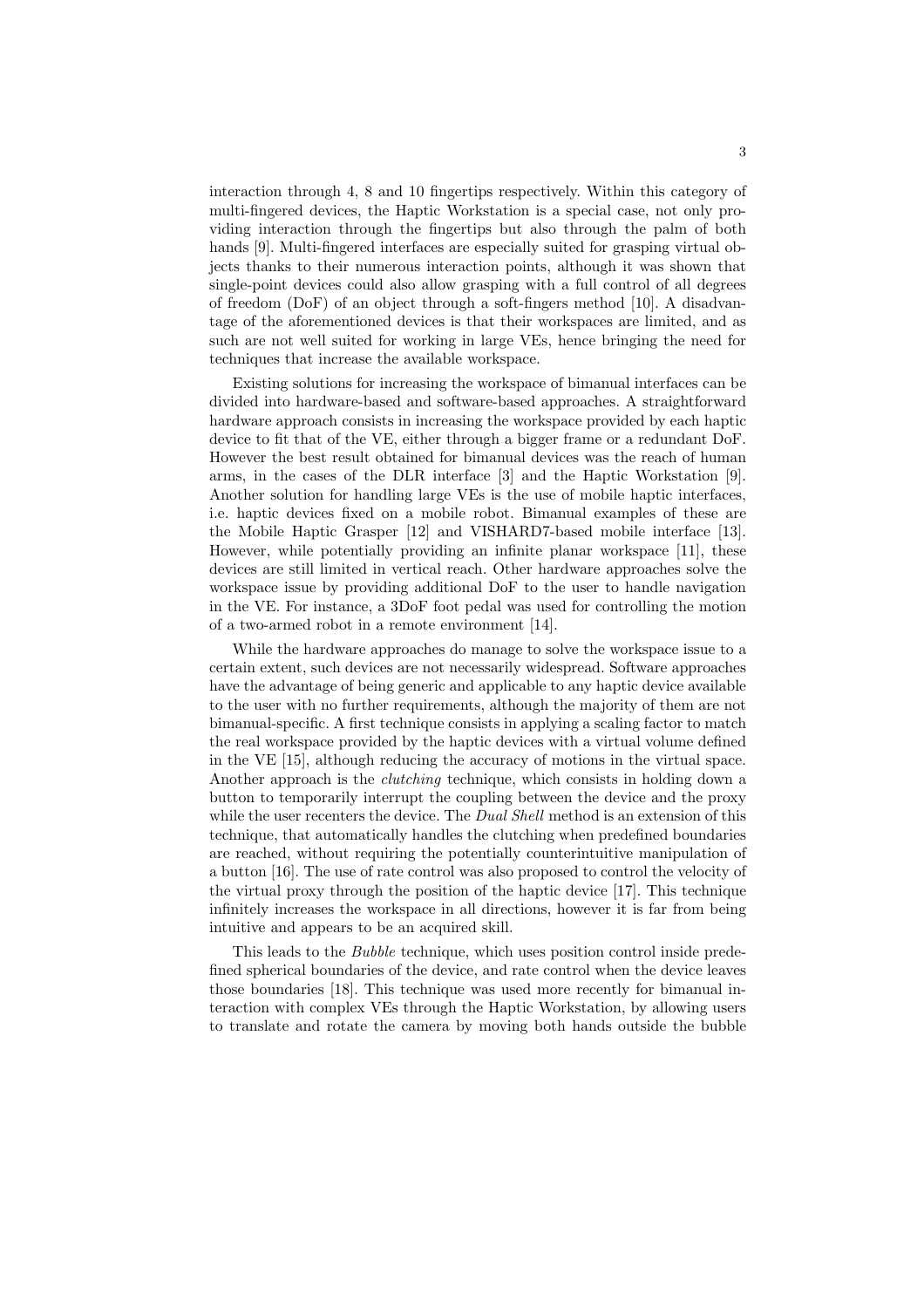interaction through 4, 8 and 10 fingertips respectively. Within this category of multi-fingered devices, the Haptic Workstation is a special case, not only providing interaction through the fingertips but also through the palm of both hands [9]. Multi-fingered interfaces are especially suited for grasping virtual objects thanks to their numerous interaction points, although it was shown that single-point devices could also allow grasping with a full control of all degrees of freedom (DoF) of an object through a soft-fingers method [10]. A disadvantage of the aforementioned devices is that their workspaces are limited, and as such are not well suited for working in large VEs, hence bringing the need for techniques that increase the available workspace.

Existing solutions for increasing the workspace of bimanual interfaces can be divided into hardware-based and software-based approaches. A straightforward hardware approach consists in increasing the workspace provided by each haptic device to fit that of the VE, either through a bigger frame or a redundant DoF. However the best result obtained for bimanual devices was the reach of human arms, in the cases of the DLR interface [3] and the Haptic Workstation [9]. Another solution for handling large VEs is the use of mobile haptic interfaces, i.e. haptic devices fixed on a mobile robot. Bimanual examples of these are the Mobile Haptic Grasper [12] and VISHARD7-based mobile interface [13]. However, while potentially providing an infinite planar workspace [11], these devices are still limited in vertical reach. Other hardware approaches solve the workspace issue by providing additional DoF to the user to handle navigation in the VE. For instance, a 3DoF foot pedal was used for controlling the motion of a two-armed robot in a remote environment [14].

While the hardware approaches do manage to solve the workspace issue to a certain extent, such devices are not necessarily widespread. Software approaches have the advantage of being generic and applicable to any haptic device available to the user with no further requirements, although the majority of them are not bimanual-specific. A first technique consists in applying a scaling factor to match the real workspace provided by the haptic devices with a virtual volume defined in the VE [15], although reducing the accuracy of motions in the virtual space. Another approach is the *clutching* technique, which consists in holding down a button to temporarily interrupt the coupling between the device and the proxy while the user recenters the device. The *Dual Shell* method is an extension of this technique, that automatically handles the clutching when predefined boundaries are reached, without requiring the potentially counterintuitive manipulation of a button [16]. The use of rate control was also proposed to control the velocity of the virtual proxy through the position of the haptic device [17]. This technique infinitely increases the workspace in all directions, however it is far from being intuitive and appears to be an acquired skill.

This leads to the *Bubble* technique, which uses position control inside predefined spherical boundaries of the device, and rate control when the device leaves those boundaries [18]. This technique was used more recently for bimanual interaction with complex VEs through the Haptic Workstation, by allowing users to translate and rotate the camera by moving both hands outside the bubble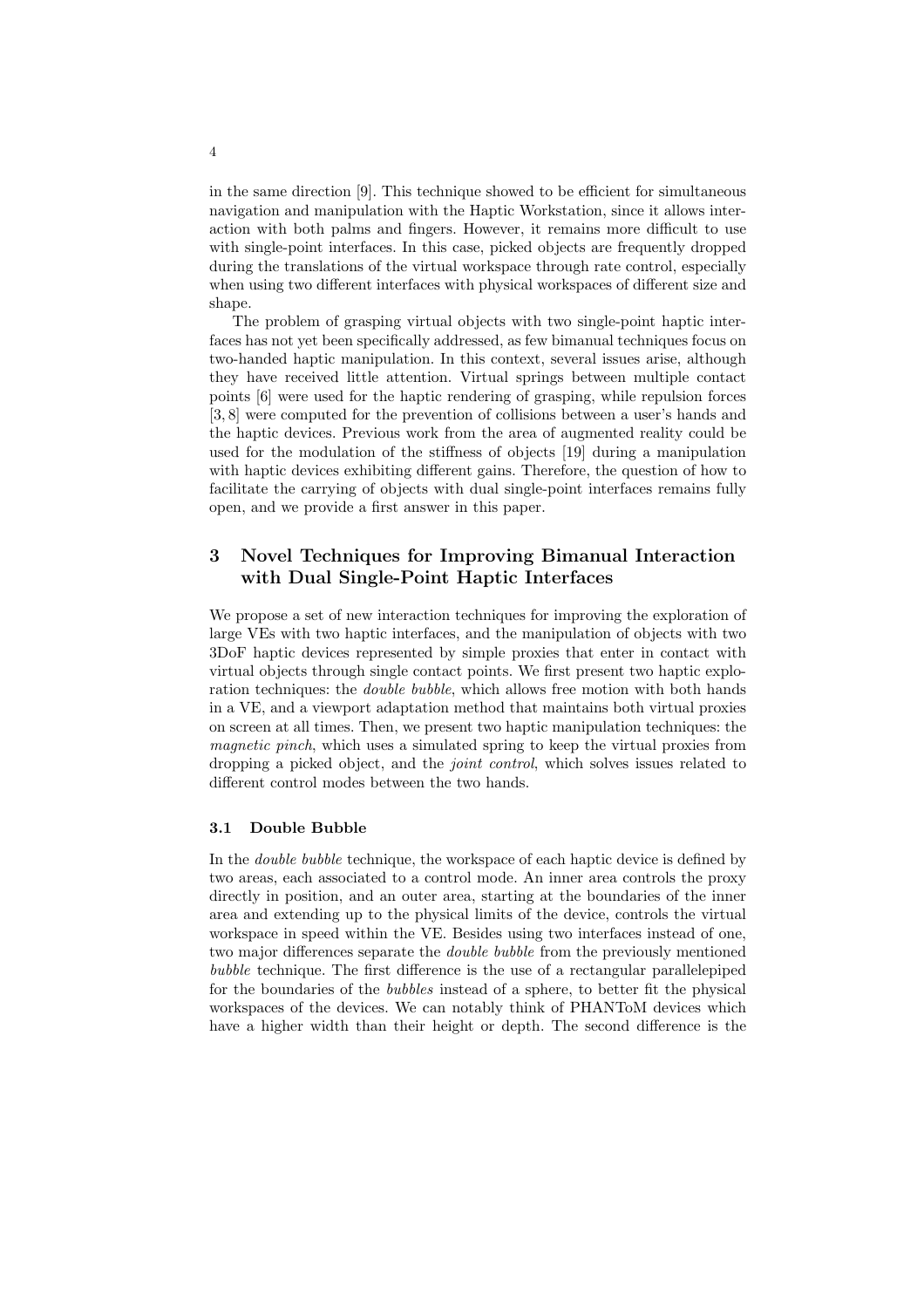in the same direction [9]. This technique showed to be efficient for simultaneous navigation and manipulation with the Haptic Workstation, since it allows interaction with both palms and fingers. However, it remains more difficult to use with single-point interfaces. In this case, picked objects are frequently dropped during the translations of the virtual workspace through rate control, especially when using two different interfaces with physical workspaces of different size and shape.

The problem of grasping virtual objects with two single-point haptic interfaces has not yet been specifically addressed, as few bimanual techniques focus on two-handed haptic manipulation. In this context, several issues arise, although they have received little attention. Virtual springs between multiple contact points [6] were used for the haptic rendering of grasping, while repulsion forces [3, 8] were computed for the prevention of collisions between a user's hands and the haptic devices. Previous work from the area of augmented reality could be used for the modulation of the stiffness of objects [19] during a manipulation with haptic devices exhibiting different gains. Therefore, the question of how to facilitate the carrying of objects with dual single-point interfaces remains fully open, and we provide a first answer in this paper.

## 3 Novel Techniques for Improving Bimanual Interaction with Dual Single-Point Haptic Interfaces

We propose a set of new interaction techniques for improving the exploration of large VEs with two haptic interfaces, and the manipulation of objects with two 3DoF haptic devices represented by simple proxies that enter in contact with virtual objects through single contact points. We first present two haptic exploration techniques: the *double bubble*, which allows free motion with both hands in a VE, and a viewport adaptation method that maintains both virtual proxies on screen at all times. Then, we present two haptic manipulation techniques: the *magnetic pinch*, which uses a simulated spring to keep the virtual proxies from dropping a picked object, and the *joint control*, which solves issues related to different control modes between the two hands.

### 3.1 Double Bubble

In the *double bubble* technique, the workspace of each haptic device is defined by two areas, each associated to a control mode. An inner area controls the proxy directly in position, and an outer area, starting at the boundaries of the inner area and extending up to the physical limits of the device, controls the virtual workspace in speed within the VE. Besides using two interfaces instead of one, two major differences separate the *double bubble* from the previously mentioned *bubble* technique. The first difference is the use of a rectangular parallelepiped for the boundaries of the *bubbles* instead of a sphere, to better fit the physical workspaces of the devices. We can notably think of PHANToM devices which have a higher width than their height or depth. The second difference is the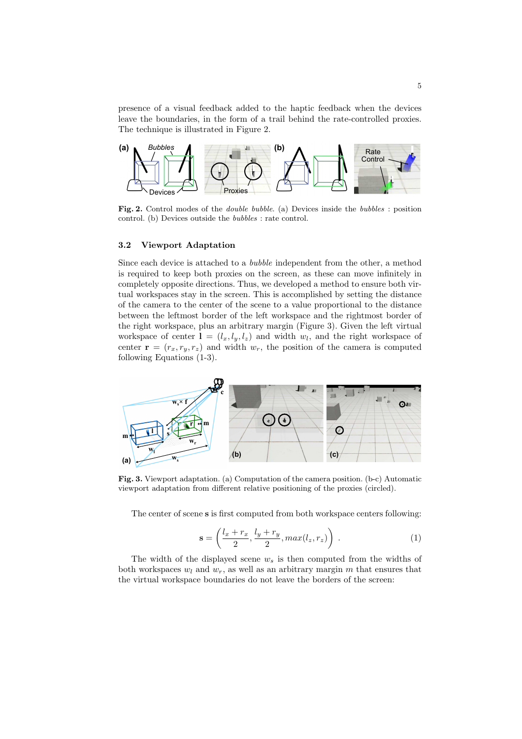presence of a visual feedback added to the haptic feedback when the devices leave the boundaries, in the form of a trail behind the rate-controlled proxies. The technique is illustrated in Figure 2.

**Fig. 2.** Control modes of the *double bubble*. (a) Devices inside the *bubbles* : position control. (b) Devices outside the *bubbles* : rate control.

### 3.2 Viewport Adaptation

Since each device is attached to a *bubble* independent from the other, a method is required to keep both proxies on the screen, as these can move infinitely in completely opposite directions. Thus, we developed a method to ensure both virtual workspaces stay in the screen. This is accomplished by setting the distance of the camera to the center of the scene to a value proportional to the distance between the leftmost border of the left workspace and the rightmost border of the right workspace, plus an arbitrary margin (Figure 3). Given the left virtual workspace of center $\mathbf{l} = (l_x, l_y, l_z)$ and width $w_l$, and the right workspace of center $\mathbf{r} = (r_x, r_y, r_z)$ and width $w_r$, the position of the camera is computed following Equations (1-3).

**Fig. 3.** Viewport adaptation. (a) Computation of the camera position. (b-c) Automatic viewport adaptation from different relative positioning of the proxies (circled).

The center of scene $\mathbf{s}$ is first computed from both workspace centers following:

$$\mathbf{s} = \left( \frac{l_x + r_x}{2}, \frac{l_y + r_y}{2}, max(l_z, r_z) \right) . \tag{1}$$

The width of the displayed scene $w_s$ is then computed from the widths of both workspaces $w_l$ and $w_r$, as well as an arbitrary margin $m$ that ensures that the virtual workspace boundaries do not leave the borders of the screen: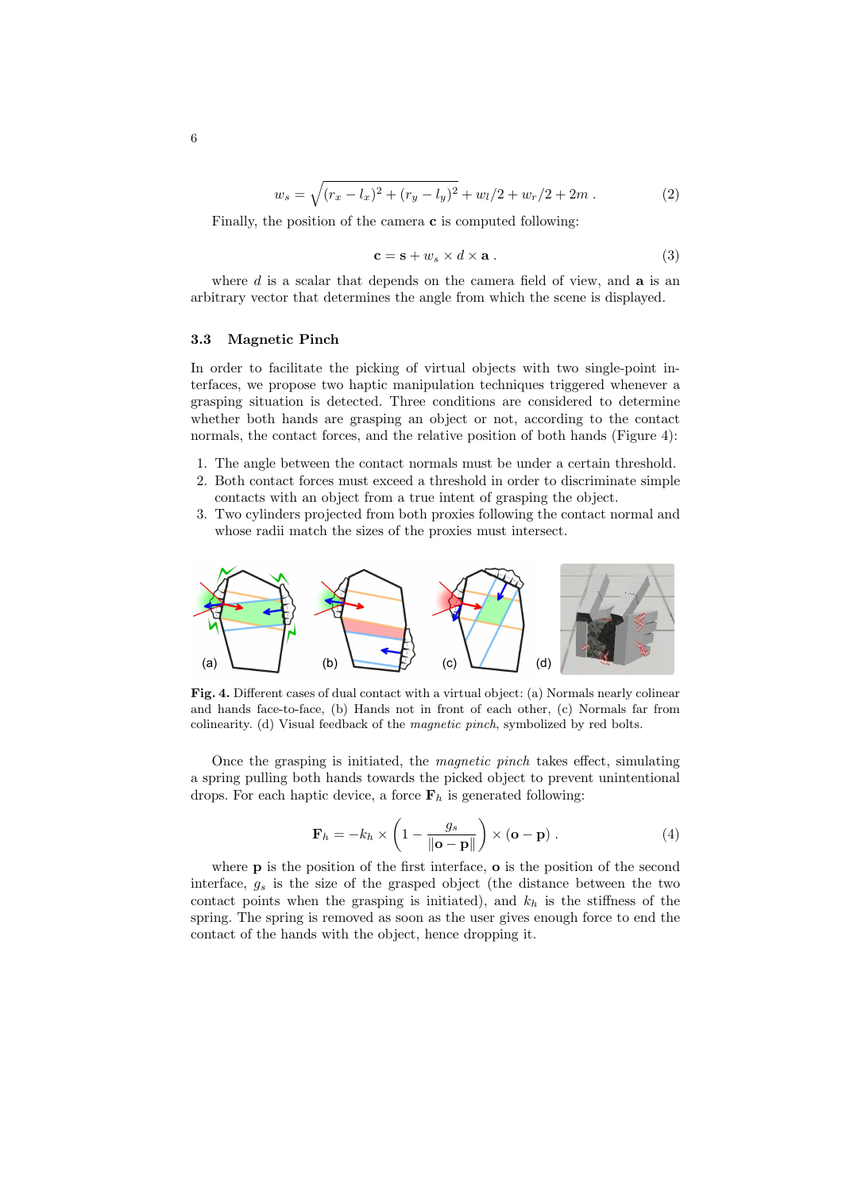$$w_s = \sqrt{(r_x - l_x)^2 + (r_y - l_y)^2} + w_l/2 + w_r/2 + 2m \ . \tag{2}$$

Finally, the position of the camera $\mathbf{c}$ is computed following:

$$\mathbf{c} = \mathbf{s} + w_s \times d \times \mathbf{a} \ . \tag{3}$$

where $d$ is a scalar that depends on the camera field of view, and $\mathbf{a}$ is an arbitrary vector that determines the angle from which the scene is displayed.

### 3.3 Magnetic Pinch

In order to facilitate the picking of virtual objects with two single-point interfaces, we propose two haptic manipulation techniques triggered whenever a grasping situation is detected. Three conditions are considered to determine whether both hands are grasping an object or not, according to the contact normals, the contact forces, and the relative position of both hands (Figure 4):

1. The angle between the contact normals must be under a certain threshold.
2. Both contact forces must exceed a threshold in order to discriminate simple contacts with an object from a true intent of grasping the object.
3. Two cylinders projected from both proxies following the contact normal and whose radii match the sizes of the proxies must intersect.

(a)

(b)

(c)

(d)

**Fig. 4.** Different cases of dual contact with a virtual object: (a) Normals nearly colinear and hands face-to-face, (b) Hands not in front of each other, (c) Normals far from colinearity. (d) Visual feedback of the *magnetic pinch*, symbolized by red bolts.

Once the grasping is initiated, the *magnetic pinch* takes effect, simulating a spring pulling both hands towards the picked object to prevent unintentional drops. For each haptic device, a force $\mathbf{F}_h$ is generated following:

$$\mathbf{F}_h = -k_h \times \left(1 - \frac{g_s}{\|\mathbf{o} - \mathbf{p}\|}\right) \times (\mathbf{o} - \mathbf{p}) \ . \tag{4}$$

where $\mathbf{p}$ is the position of the first interface, $\mathbf{o}$ is the position of the second interface, $g_s$ is the size of the grasped object (the distance between the two contact points when the grasping is initiated), and $k_h$ is the stiffness of the spring. The spring is removed as soon as the user gives enough force to end the contact of the hands with the object, hence dropping it.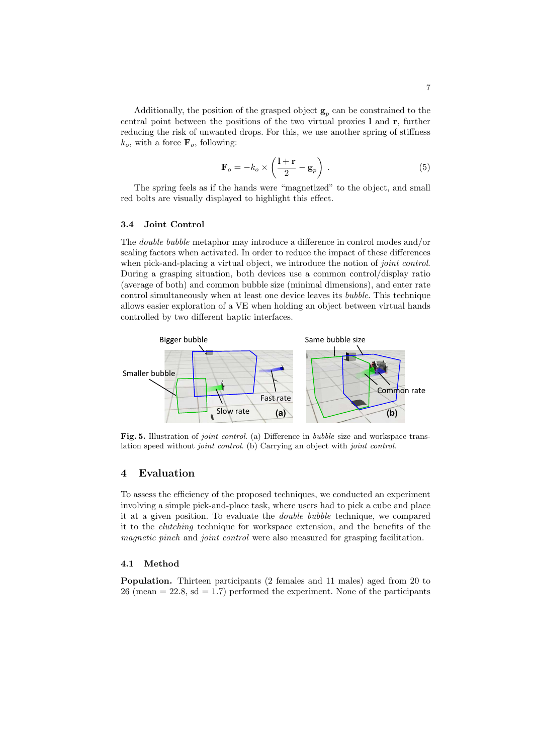Additionally, the position of the grasped object $\mathbf{g}_p$ can be constrained to the central point between the positions of the two virtual proxies $\mathbf{l}$ and $\mathbf{r}$, further reducing the risk of unwanted drops. For this, we use another spring of stiffness $k_o$, with a force $\mathbf{F}_o$, following:

$$\mathbf{F}_o = -k_o \times \left( \frac{\mathbf{l} + \mathbf{r}}{2} - \mathbf{g}_p \right) . \tag{5}$$

The spring feels as if the hands were "magnetized" to the object, and small red bolts are visually displayed to highlight this effect.

### 3.4 Joint Control

The *double bubble* metaphor may introduce a difference in control modes and/or scaling factors when activated. In order to reduce the impact of these differences when pick-and-placing a virtual object, we introduce the notion of *joint control*. During a grasping situation, both devices use a common control/display ratio (average of both) and common bubble size (minimal dimensions), and enter rate control simultaneously when at least one device leaves its *bubble*. This technique allows easier exploration of a VE when holding an object between virtual hands controlled by two different haptic interfaces.

Bigger bubble
Smaller bubble
Fast rate
Slow rate
(a)
Same bubble size
Common rate
(b)

**Fig. 5.** Illustration of *joint control*. (a) Difference in *bubble* size and workspace translation speed without *joint control*. (b) Carrying an object with *joint control*.

## 4 Evaluation

To assess the efficiency of the proposed techniques, we conducted an experiment involving a simple pick-and-place task, where users had to pick a cube and place it at a given position. To evaluate the *double bubble* technique, we compared it to the *clutching* technique for workspace extension, and the benefits of the *magnetic pinch* and *joint control* were also measured for grasping facilitation.

### 4.1 Method

**Population.** Thirteen participants (2 females and 11 males) aged from 20 to 26 (mean = 22.8, sd = 1.7) performed the experiment. None of the participants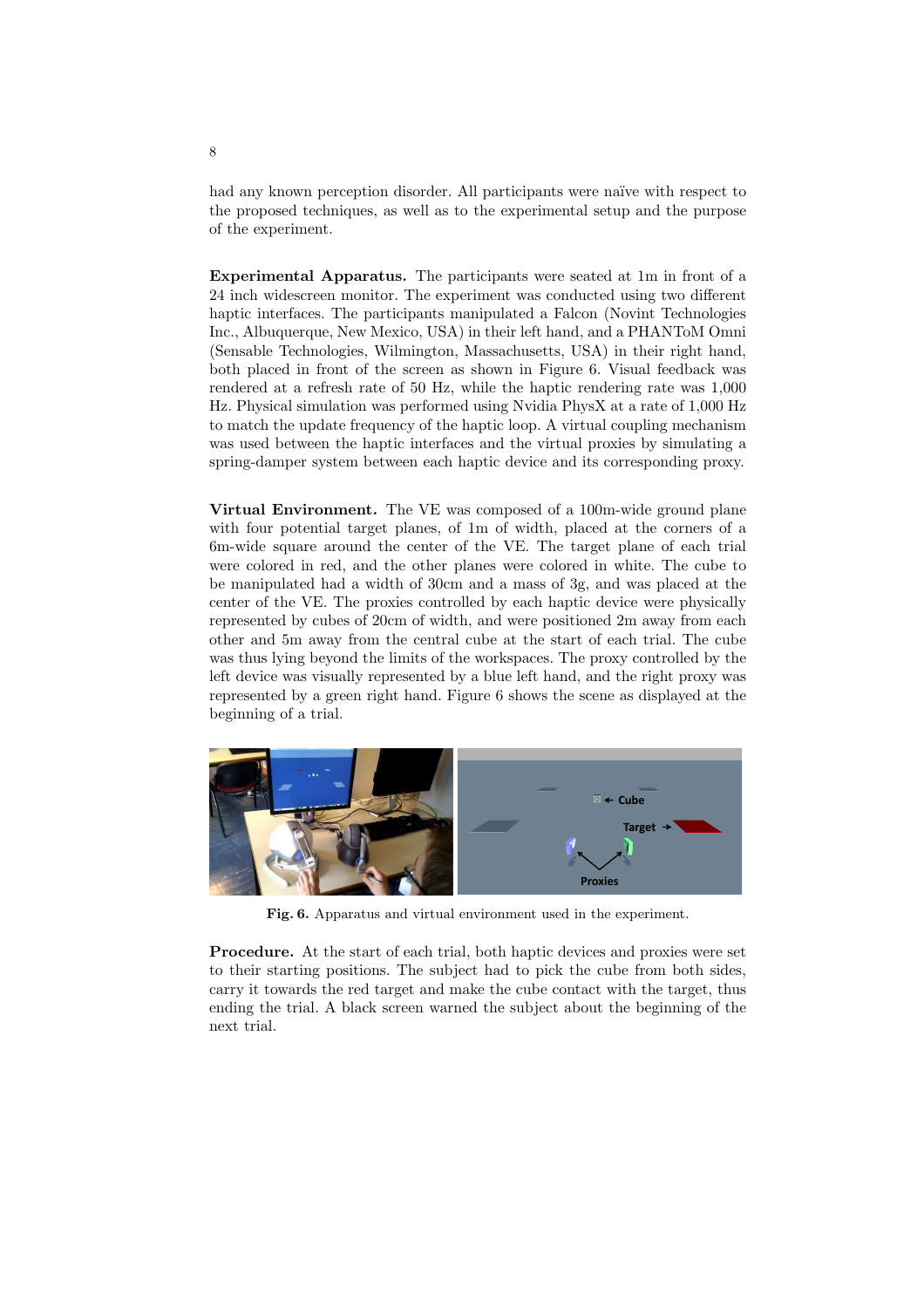had any known perception disorder. All participants were naïve with respect to the proposed techniques, as well as to the experimental setup and the purpose of the experiment.

**Experimental Apparatus.** The participants were seated at 1m in front of a 24 inch widescreen monitor. The experiment was conducted using two different haptic interfaces. The participants manipulated a Falcon (Novint Technologies Inc., Albuquerque, New Mexico, USA) in their left hand, and a PHANToM Omni (Sensable Technologies, Wilmington, Massachusetts, USA) in their right hand, both placed in front of the screen as shown in Figure 6. Visual feedback was rendered at a refresh rate of 50 Hz, while the haptic rendering rate was 1,000 Hz. Physical simulation was performed using Nvidia PhysX at a rate of 1,000 Hz to match the update frequency of the haptic loop. A virtual coupling mechanism was used between the haptic interfaces and the virtual proxies by simulating a spring-damper system between each haptic device and its corresponding proxy.

**Virtual Environment.** The VE was composed of a 100m-wide ground plane with four potential target planes, of 1m of width, placed at the corners of a 6m-wide square around the center of the VE. The target plane of each trial were colored in red, and the other planes were colored in white. The cube to be manipulated had a width of 30cm and a mass of 3g, and was placed at the center of the VE. The proxies controlled by each haptic device were physically represented by cubes of 20cm of width, and were positioned 2m away from each other and 5m away from the central cube at the start of each trial. The cube was thus lying beyond the limits of the workspaces. The proxy controlled by the left device was visually represented by a blue left hand, and the right proxy was represented by a green right hand. Figure 6 shows the scene as displayed at the beginning of a trial.

Cube

Target

Proxies

**Fig. 6.** Apparatus and virtual environment used in the experiment.

**Procedure.** At the start of each trial, both haptic devices and proxies were set to their starting positions. The subject had to pick the cube from both sides, carry it towards the red target and make the cube contact with the target, thus ending the trial. A black screen warned the subject about the beginning of the next trial.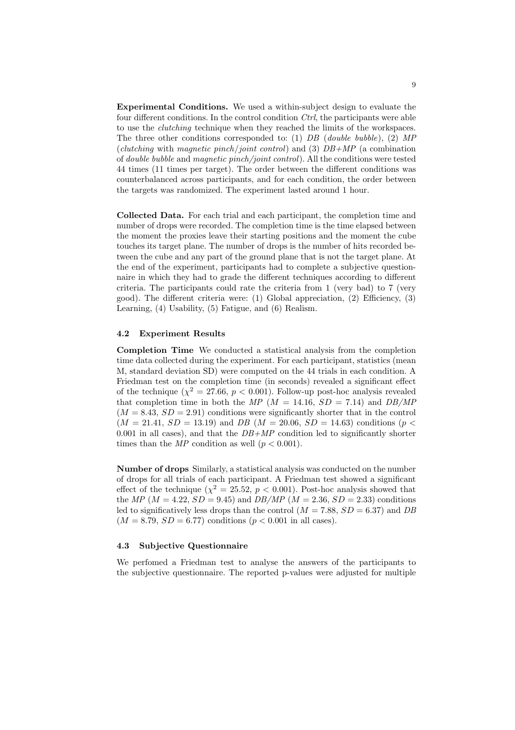**Experimental Conditions.** We used a within-subject design to evaluate the four different conditions. In the control condition *Ctrl*, the participants were able to use the *clutching* technique when they reached the limits of the workspaces. The three other conditions corresponded to: (1) *DB* (*double bubble*), (2) *MP* (*clutching* with *magnetic pinch/joint control*) and (3) *DB+MP* (a combination of *double bubble* and *magnetic pinch/joint control*). All the conditions were tested 44 times (11 times per target). The order between the different conditions was counterbalanced across participants, and for each condition, the order between the targets was randomized. The experiment lasted around 1 hour.

**Collected Data.** For each trial and each participant, the completion time and number of drops were recorded. The completion time is the time elapsed between the moment the proxies leave their starting positions and the moment the cube touches its target plane. The number of drops is the number of hits recorded between the cube and any part of the ground plane that is not the target plane. At the end of the experiment, participants had to complete a subjective questionnaire in which they had to grade the different techniques according to different criteria. The participants could rate the criteria from 1 (very bad) to 7 (very good). The different criteria were: (1) Global appreciation, (2) Efficiency, (3) Learning, (4) Usability, (5) Fatigue, and (6) Realism.

### 4.2 Experiment Results

**Completion Time** We conducted a statistical analysis from the completion time data collected during the experiment. For each participant, statistics (mean M, standard deviation SD) were computed on the 44 trials in each condition. A Friedman test on the completion time (in seconds) revealed a significant effect of the technique ($\chi^2 = 27.66$, $p < 0.001$). Follow-up post-hoc analysis revealed that completion time in both the *MP* ($M = 14.16$, $SD = 7.14$) and *DB/MP* ($M = 8.43$, $SD = 2.91$) conditions were significantly shorter that in the control ($M = 21.41$, $SD = 13.19$) and *DB* ($M = 20.06$, $SD = 14.63$) conditions ($p < 0.001$ in all cases), and that the *DB+MP* condition led to significantly shorter times than the *MP* condition as well ($p < 0.001$).

**Number of drops** Similarly, a statistical analysis was conducted on the number of drops for all trials of each participant. A Friedman test showed a significant effect of the technique ($\chi^2 = 25.52$, $p < 0.001$). Post-hoc analysis showed that the *MP* ($M = 4.22$, $SD = 9.45$) and *DB/MP* ($M = 2.36$, $SD = 2.33$) conditions led to significatively less drops than the control ($M = 7.88$, $SD = 6.37$) and *DB* ($M = 8.79$, $SD = 6.77$) conditions ($p < 0.001$ in all cases).

### 4.3 Subjective Questionnaire

We perfomed a Friedman test to analyse the answers of the participants to the subjective questionnaire. The reported p-values were adjusted for multiple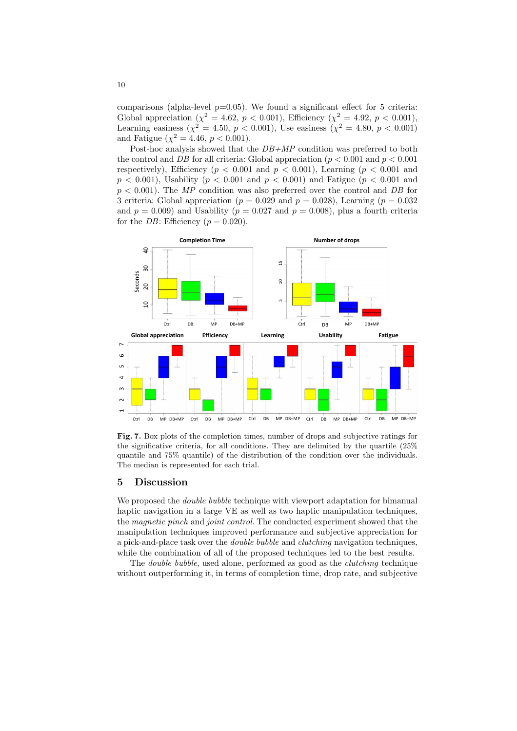comparisons (alpha-level p=0.05). We found a significant effect for 5 criteria: Global appreciation ($\chi^2 = 4.62$, $p < 0.001$), Efficiency ($\chi^2 = 4.92$, $p < 0.001$), Learning easiness ($\chi^2 = 4.50$, $p < 0.001$), Use easiness ($\chi^2 = 4.80$, $p < 0.001$) and Fatigue ($\chi^2 = 4.46$, $p < 0.001$).

Post-hoc analysis showed that the *DB+MP* condition was preferred to both the control and *DB* for all criteria: Global appreciation ($p < 0.001$ and $p < 0.001$ respectively), Efficiency ($p < 0.001$ and $p < 0.001$), Learning ($p < 0.001$ and $p < 0.001$), Usability ($p < 0.001$ and $p < 0.001$) and Fatigue ($p < 0.001$ and $p < 0.001$). The *MP* condition was also preferred over the control and *DB* for 3 criteria: Global appreciation ($p = 0.029$ and $p = 0.028$), Learning ($p = 0.032$ and $p = 0.009$) and Usability ($p = 0.027$ and $p = 0.008$), plus a fourth criteria for the *DB*: Efficiency ($p = 0.020$).

Completion Time
Seconds
10
20
30
40
Ctrl DB MP DB+MP

Number of drops
5
10
15
Ctrl DB MP DB+MP

Global appreciation
Efficiency
Learning
Usability
Fatigue
1
2
3
4
5
6
7
Ctrl DB MP DB+MP Ctrl DB MP DB+MP Ctrl DB MP DB+MP Ctrl DB MP DB+MP Ctrl DB MP DB+MP

**Fig. 7.** Box plots of the completion times, number of drops and subjective ratings for the significative criteria, for all conditions. They are delimited by the quartile (25% quantile and 75% quantile) of the distribution of the condition over the individuals. The median is represented for each trial.

## 5 Discussion

We proposed the *double bubble* technique with viewport adaptation for bimanual haptic navigation in a large VE as well as two haptic manipulation techniques, the *magnetic pinch* and *joint control*. The conducted experiment showed that the manipulation techniques improved performance and subjective appreciation for a pick-and-place task over the *double bubble* and *clutching* navigation techniques, while the combination of all of the proposed techniques led to the best results.

The *double bubble*, used alone, performed as good as the *clutching* technique without outperforming it, in terms of completion time, drop rate, and subjective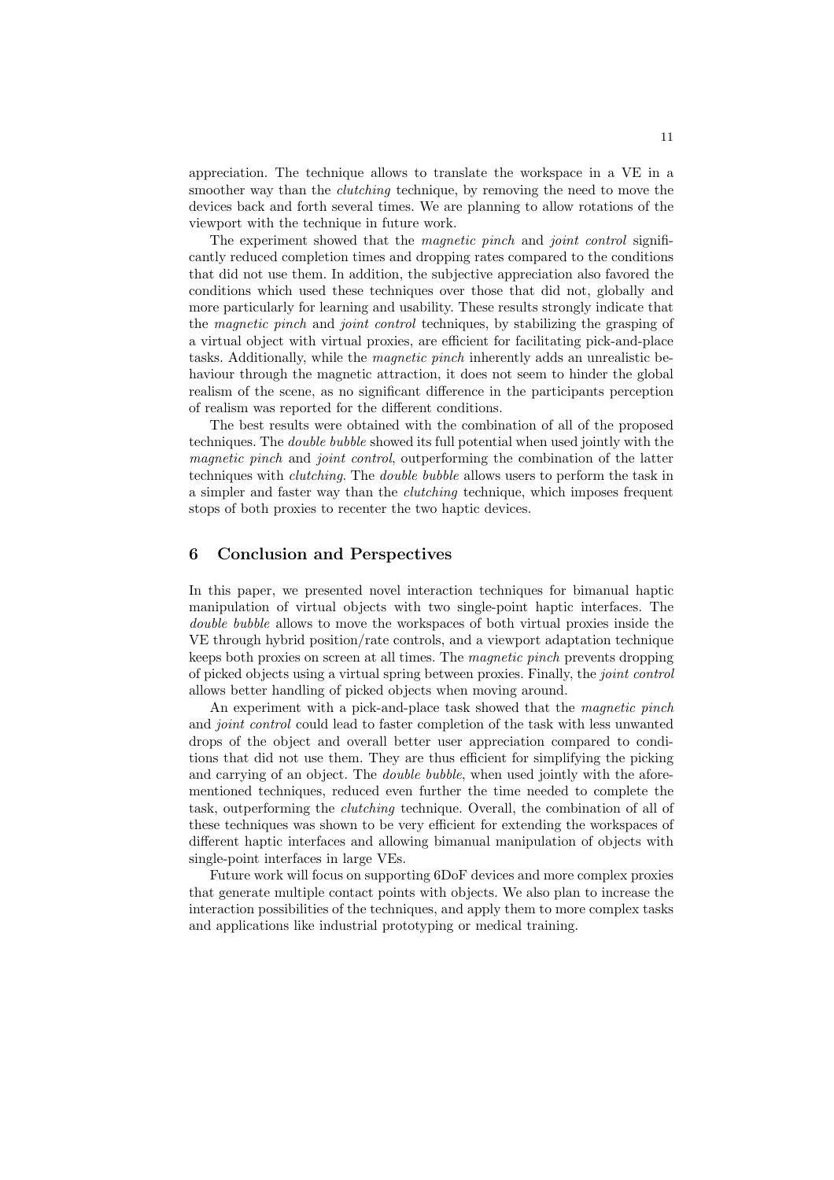appreciation. The technique allows to translate the workspace in a VE in a smoother way than the *clutching* technique, by removing the need to move the devices back and forth several times. We are planning to allow rotations of the viewport with the technique in future work.

The experiment showed that the *magnetic pinch* and *joint control* significantly reduced completion times and dropping rates compared to the conditions that did not use them. In addition, the subjective appreciation also favored the conditions which used these techniques over those that did not, globally and more particularly for learning and usability. These results strongly indicate that the *magnetic pinch* and *joint control* techniques, by stabilizing the grasping of a virtual object with virtual proxies, are efficient for facilitating pick-and-place tasks. Additionally, while the *magnetic pinch* inherently adds an unrealistic behaviour through the magnetic attraction, it does not seem to hinder the global realism of the scene, as no significant difference in the participants perception of realism was reported for the different conditions.

The best results were obtained with the combination of all of the proposed techniques. The *double bubble* showed its full potential when used jointly with the *magnetic pinch* and *joint control*, outperforming the combination of the latter techniques with *clutching*. The *double bubble* allows users to perform the task in a simpler and faster way than the *clutching* technique, which imposes frequent stops of both proxies to recenter the two haptic devices.

## 6 Conclusion and Perspectives

In this paper, we presented novel interaction techniques for bimanual haptic manipulation of virtual objects with two single-point haptic interfaces. The *double bubble* allows to move the workspaces of both virtual proxies inside the VE through hybrid position/rate controls, and a viewport adaptation technique keeps both proxies on screen at all times. The *magnetic pinch* prevents dropping of picked objects using a virtual spring between proxies. Finally, the *joint control* allows better handling of picked objects when moving around.

An experiment with a pick-and-place task showed that the *magnetic pinch* and *joint control* could lead to faster completion of the task with less unwanted drops of the object and overall better user appreciation compared to conditions that did not use them. They are thus efficient for simplifying the picking and carrying of an object. The *double bubble*, when used jointly with the aforementioned techniques, reduced even further the time needed to complete the task, outperforming the *clutching* technique. Overall, the combination of all of these techniques was shown to be very efficient for extending the workspaces of different haptic interfaces and allowing bimanual manipulation of objects with single-point interfaces in large VEs.

Future work will focus on supporting 6DoF devices and more complex proxies that generate multiple contact points with objects. We also plan to increase the interaction possibilities of the techniques, and apply them to more complex tasks and applications like industrial prototyping or medical training.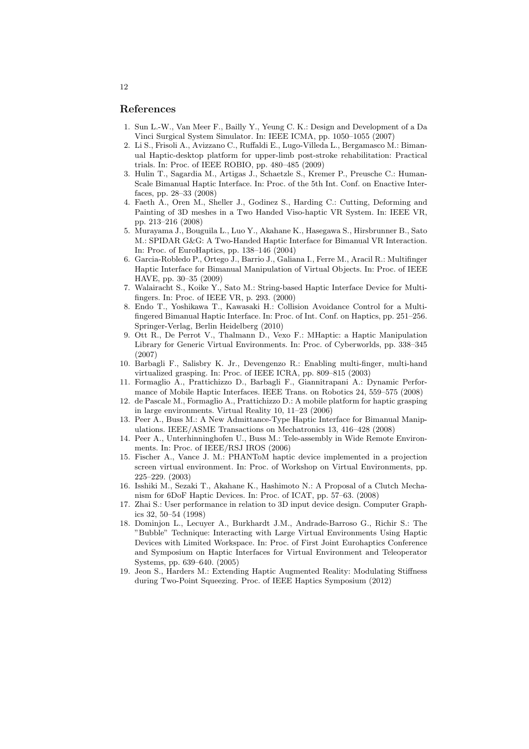## References

1. Sun L.-W., Van Meer F., Bailly Y., Yeung C. K.: Design and Development of a Da Vinci Surgical System Simulator. In: IEEE ICMA, pp. 1050–1055 (2007)
2. Li S., Frisoli A., Avizzano C., Ruffaldi E., Lugo-Villeda L., Bergamasco M.: Bimanual Haptic-desktop platform for upper-limb post-stroke rehabilitation: Practical trials. In: Proc. of IEEE ROBIO, pp. 480–485 (2009)
3. Hulin T., Sagardia M., Artigas J., Schaetzle S., Kremer P., Preusche C.: Human-Scale Bimanual Haptic Interface. In: Proc. of the 5th Int. Conf. on Enactive Interfaces, pp. 28–33 (2008)
4. Faeth A., Oren M., Sheller J., Godinez S., Harding C.: Cutting, Deforming and Painting of 3D meshes in a Two Handed Viso-haptic VR System. In: IEEE VR, pp. 213–216 (2008)
5. Murayama J., Bouguila L., Luo Y., Akahane K., Hasegawa S., Hirsbrunner B., Sato M.: SPIDAR G&G: A Two-Handed Haptic Interface for Bimanual VR Interaction. In: Proc. of EuroHaptics, pp. 138–146 (2004)
6. Garcia-Robledo P., Ortego J., Barrio J., Galiana I., Ferre M., Aracil R.: Multifinger Haptic Interface for Bimanual Manipulation of Virtual Objects. In: Proc. of IEEE HAVE, pp. 30–35 (2009)
7. Walairacht S., Koike Y., Sato M.: String-based Haptic Interface Device for Multi-fingers. In: Proc. of IEEE VR, p. 293. (2000)
8. Endo T., Yoshikawa T., Kawasaki H.: Collision Avoidance Control for a Multi-fingered Bimanual Haptic Interface. In: Proc. of Int. Conf. on Haptics, pp. 251–256. Springer-Verlag, Berlin Heidelberg (2010)
9. Ott R., De Perrot V., Thalmann D., Vexo F.: MHaptic: a Haptic Manipulation Library for Generic Virtual Environments. In: Proc. of Cyberworlds, pp. 338–345 (2007)
10. Barbagli F., Salisbry K. Jr., Devengenzo R.: Enabling multi-finger, multi-hand virtualized grasping. In: Proc. of IEEE ICRA, pp. 809–815 (2003)
11. Formaglio A., Prattichizzo D., Barbagli F., Giannitrapani A.: Dynamic Performance of Mobile Haptic Interfaces. IEEE Trans. on Robotics 24, 559–575 (2008)
12. de Pascale M., Formaglio A., Prattichizzo D.: A mobile platform for haptic grasping in large environments. Virtual Reality 10, 11–23 (2006)
13. Peer A., Buss M.: A New Admittance-Type Haptic Interface for Bimanual Manipulations. IEEE/ASME Transactions on Mechatronics 13, 416–428 (2008)
14. Peer A., Unterhinninghofen U., Buss M.: Tele-assembly in Wide Remote Environments. In: Proc. of IEEE/RSJ IROS (2006)
15. Fischer A., Vance J. M.: PHANToM haptic device implemented in a projection screen virtual environment. In: Proc. of Workshop on Virtual Environments, pp. 225–229. (2003)
16. Isshiki M., Sezaki T., Akahane K., Hashimoto N.: A Proposal of a Clutch Mechanism for 6DoF Haptic Devices. In: Proc. of ICAT, pp. 57–63. (2008)
17. Zhai S.: User performance in relation to 3D input device design. Computer Graphics 32, 50–54 (1998)
18. Dominjon L., Lecuyer A., Burkhardt J.M., Andrade-Barroso G., Richir S.: The "Bubble" Technique: Interacting with Large Virtual Environments Using Haptic Devices with Limited Workspace. In: Proc. of First Joint Eurohaptics Conference and Symposium on Haptic Interfaces for Virtual Environment and Teleoperator Systems, pp. 639–640. (2005)
19. Jeon S., Harders M.: Extending Haptic Augmented Reality: Modulating Stiffness during Two-Point Squeezing. Proc. of IEEE Haptics Symposium (2012)